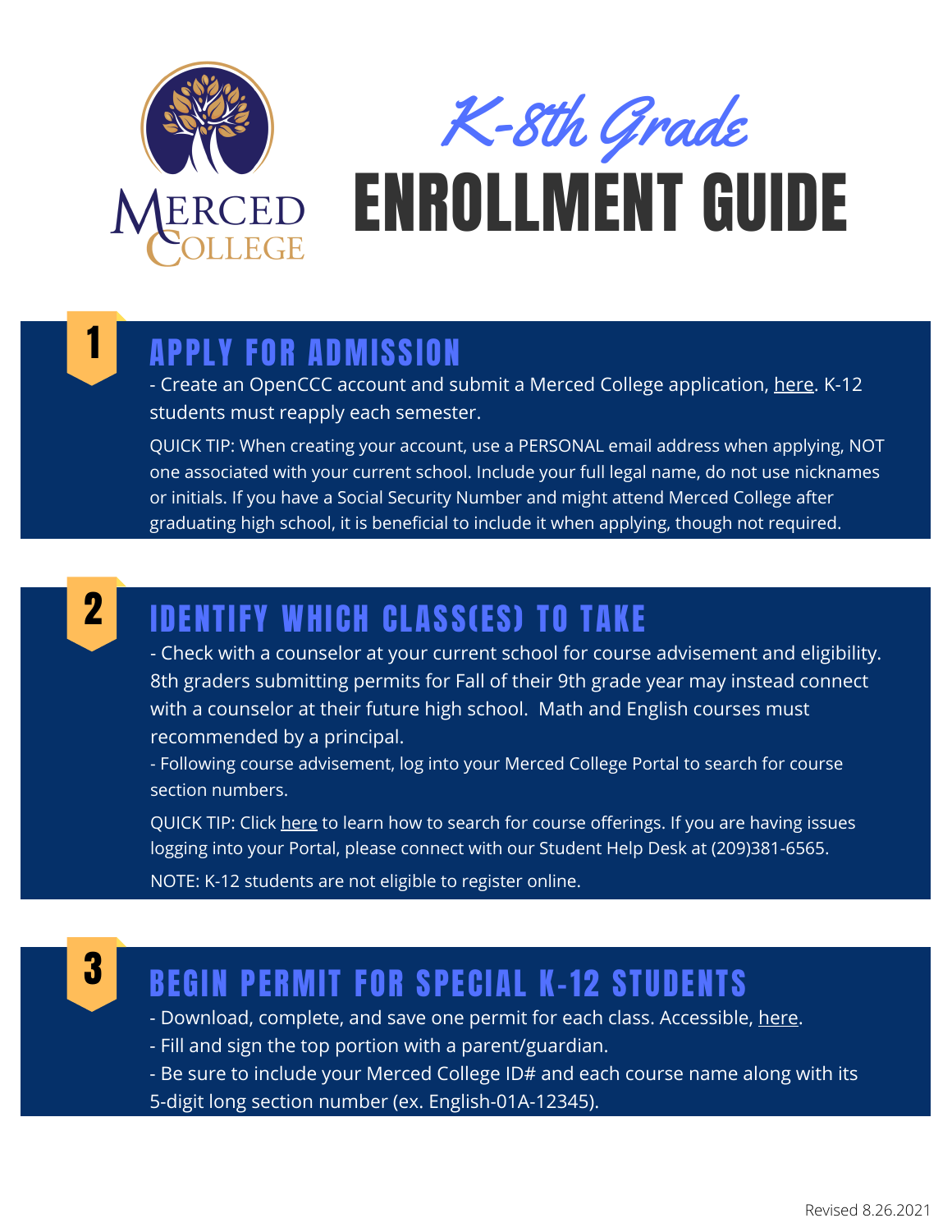MERCED COLLEGE

*K-8th Grade*

# ENROLLMENT GUIDE

## 1 APPLY FOR ADMISSION

- Create an OpenCCC account and submit a Merced College application, here. K-12 students must reapply each semester.

QUICK TIP: When creating your account, use a PERSONAL email address when applying, NOT one associated with your current school. Include your full legal name, do not use nicknames or initials. If you have a Social Security Number and might attend Merced College after graduating high school, it is beneficial to include it when applying, though not required.

## 2 IDENTIFY WHICH CLASS(ES) TO TAKE

- Check with a counselor at your current school for course advisement and eligibility. 8th graders submitting permits for Fall of their 9th grade year may instead connect with a counselor at their future high school. Math and English courses must recommended by a principal.
- Following course advisement, log into your Merced College Portal to search for course section numbers.

QUICK TIP: Click here to learn how to search for course offerings. If you are having issues logging into your Portal, please connect with our Student Help Desk at (209)381-6565.

NOTE: K-12 students are not eligible to register online.

## 3 BEGIN PERMIT FOR SPECIAL K-12 STUDENTS

- Download, complete, and save one permit for each class. Accessible, here.
- Fill and sign the top portion with a parent/guardian.
- Be sure to include your Merced College ID# and each course name along with its 5-digit long section number (ex. English-01A-12345).

Revised 8.26.2021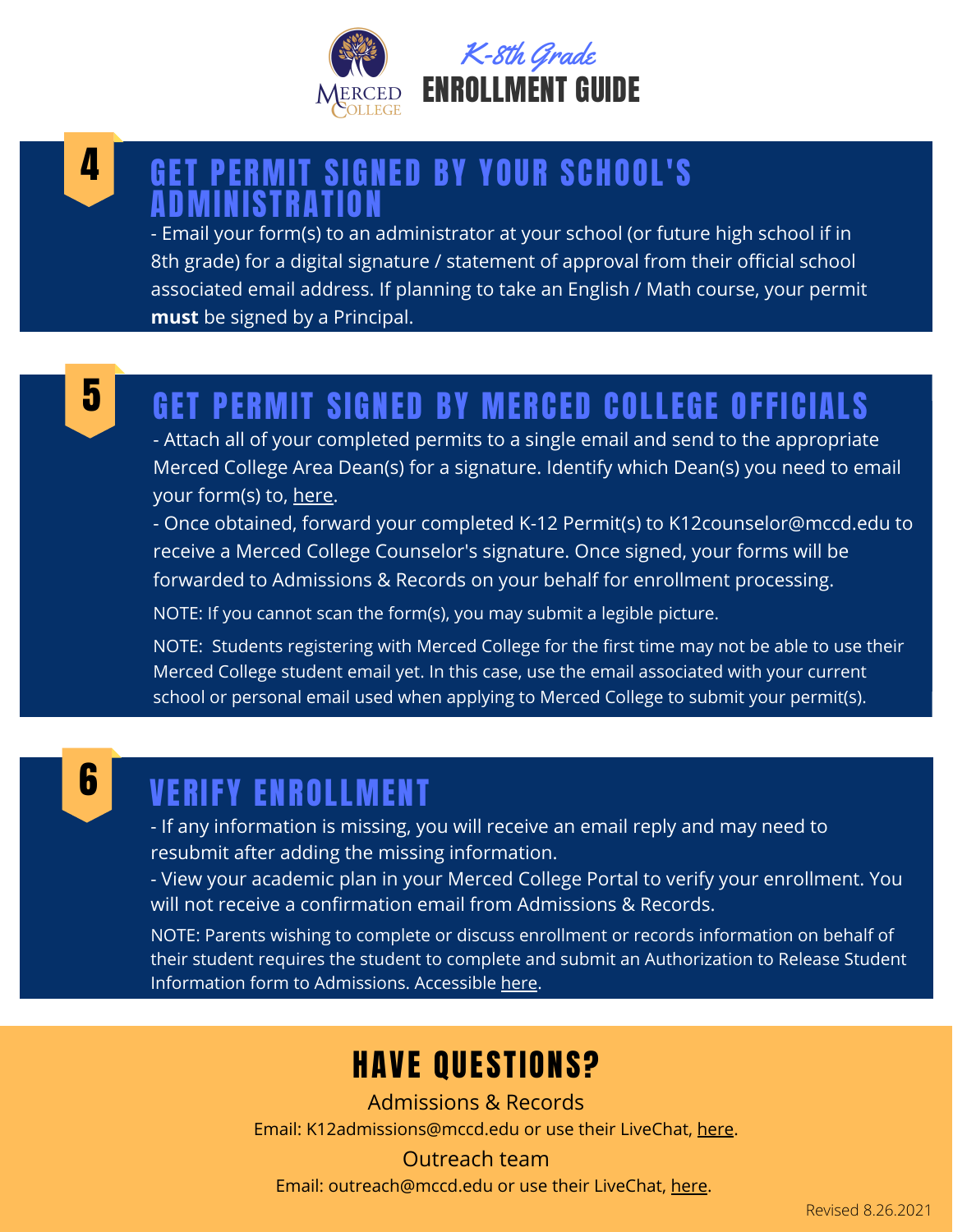# K-8th Grade ENROLLMENT GUIDE

## 4 GET PERMIT SIGNED BY YOUR SCHOOL'S ADMINISTRATION

- Email your form(s) to an administrator at your school (or future high school if in 8th grade) for a digital signature / statement of approval from their official school associated email address. If planning to take an English / Math course, your permit **must** be signed by a Principal.

## 5 GET PERMIT SIGNED BY MERCED COLLEGE OFFICIALS

- Attach all of your completed permits to a single email and send to the appropriate Merced College Area Dean(s) for a signature. Identify which Dean(s) you need to email your form(s) to, here.
- Once obtained, forward your completed K-12 Permit(s) to K12counselor@mccd.edu to receive a Merced College Counselor's signature. Once signed, your forms will be forwarded to Admissions & Records on your behalf for enrollment processing.

NOTE: If you cannot scan the form(s), you may submit a legible picture.

NOTE: Students registering with Merced College for the first time may not be able to use their Merced College student email yet. In this case, use the email associated with your current school or personal email used when applying to Merced College to submit your permit(s).

## 6 VERIFY ENROLLMENT

- If any information is missing, you will receive an email reply and may need to resubmit after adding the missing information.
- View your academic plan in your Merced College Portal to verify your enrollment. You will not receive a confirmation email from Admissions & Records.

NOTE: Parents wishing to complete or discuss enrollment or records information on behalf of their student requires the student to complete and submit an Authorization to Release Student Information form to Admissions. Accessible here.

## HAVE QUESTIONS?

Admissions & Records

Email: K12admissions@mccd.edu or use their LiveChat, here.

Outreach team

Email: outreach@mccd.edu or use their LiveChat, here.

Revised 8.26.2021